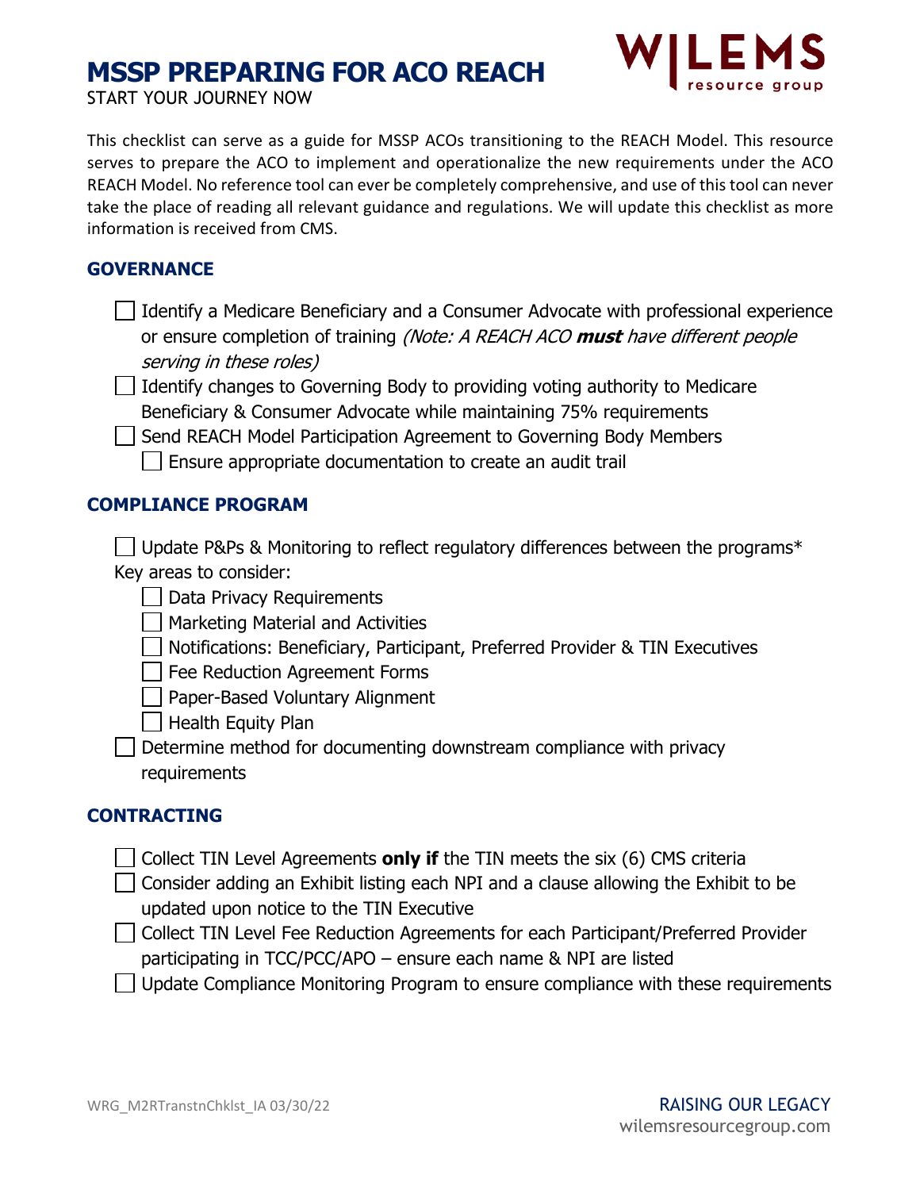# MSSP PREPARING FOR ACO REACH

START YOUR JOURNEY NOW

This checklist can serve as a guide for MSSP ACOs transitioning to the REACH Model. This resource serves to prepare the ACO to implement and operationalize the new requirements under the ACO REACH Model. No reference tool can ever be completely comprehensive, and use of this tool can never take the place of reading all relevant guidance and regulations. We will update this checklist as more information is received from CMS.

## GOVERNANCE

- [ ] Identify a Medicare Beneficiary and a Consumer Advocate with professional experience or ensure completion of training *(Note: A REACH ACO **must** have different people serving in these roles)*
- [ ] Identify changes to Governing Body to providing voting authority to Medicare Beneficiary & Consumer Advocate while maintaining 75% requirements
- [ ] Send REACH Model Participation Agreement to Governing Body Members
  - [ ] Ensure appropriate documentation to create an audit trail

## COMPLIANCE PROGRAM

- [ ] Update P&Ps & Monitoring to reflect regulatory differences between the programs*

Key areas to consider:

  - [ ] Data Privacy Requirements
  - [ ] Marketing Material and Activities
  - [ ] Notifications: Beneficiary, Participant, Preferred Provider & TIN Executives
  - [ ] Fee Reduction Agreement Forms
  - [ ] Paper-Based Voluntary Alignment
  - [ ] Health Equity Plan
- [ ] Determine method for documenting downstream compliance with privacy requirements

## CONTRACTING

- [ ] Collect TIN Level Agreements **only if** the TIN meets the six (6) CMS criteria
- [ ] Consider adding an Exhibit listing each NPI and a clause allowing the Exhibit to be updated upon notice to the TIN Executive
- [ ] Collect TIN Level Fee Reduction Agreements for each Participant/Preferred Provider participating in TCC/PCC/APO – ensure each name & NPI are listed
- [ ] Update Compliance Monitoring Program to ensure compliance with these requirements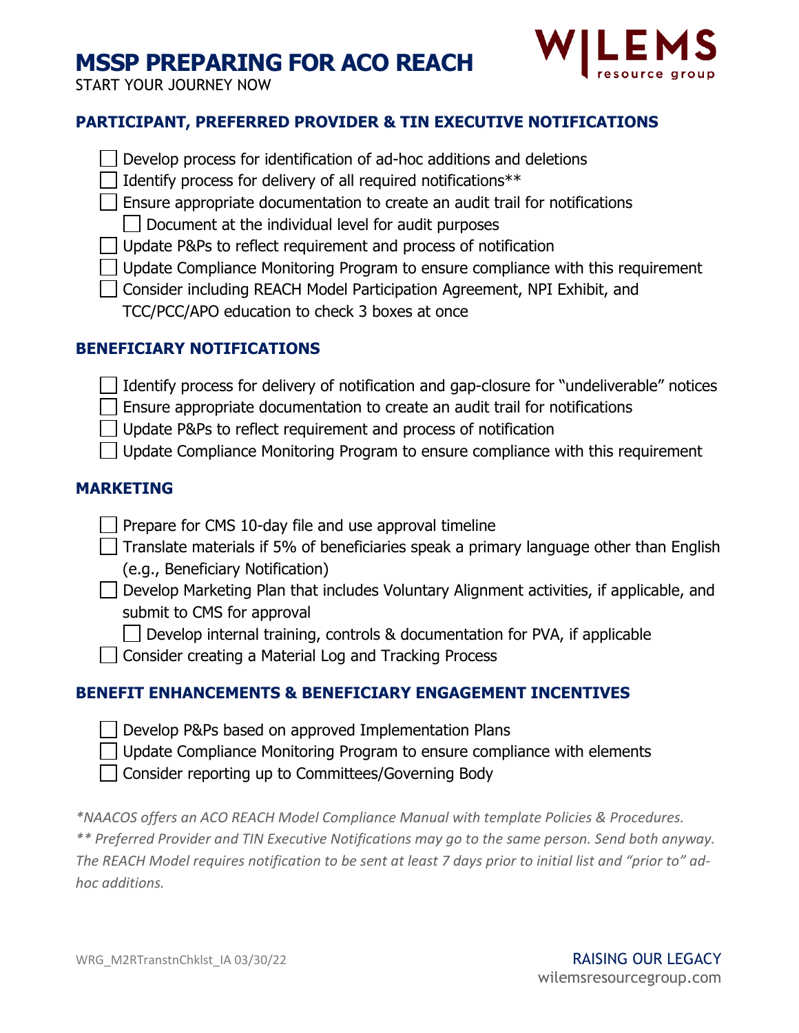# MSSP PREPARING FOR ACO REACH

START YOUR JOURNEY NOW

## PARTICIPANT, PREFERRED PROVIDER & TIN EXECUTIVE NOTIFICATIONS

- [ ] Develop process for identification of ad-hoc additions and deletions
- [ ] Identify process for delivery of all required notifications**
- [ ] Ensure appropriate documentation to create an audit trail for notifications
  - [ ] Document at the individual level for audit purposes
- [ ] Update P&Ps to reflect requirement and process of notification
- [ ] Update Compliance Monitoring Program to ensure compliance with this requirement
- [ ] Consider including REACH Model Participation Agreement, NPI Exhibit, and TCC/PCC/APO education to check 3 boxes at once

## BENEFICIARY NOTIFICATIONS

- [ ] Identify process for delivery of notification and gap-closure for "undeliverable" notices
- [ ] Ensure appropriate documentation to create an audit trail for notifications
- [ ] Update P&Ps to reflect requirement and process of notification
- [ ] Update Compliance Monitoring Program to ensure compliance with this requirement

## MARKETING

- [ ] Prepare for CMS 10-day file and use approval timeline
- [ ] Translate materials if 5% of beneficiaries speak a primary language other than English (e.g., Beneficiary Notification)
- [ ] Develop Marketing Plan that includes Voluntary Alignment activities, if applicable, and submit to CMS for approval
  - [ ] Develop internal training, controls & documentation for PVA, if applicable
- [ ] Consider creating a Material Log and Tracking Process

## BENEFIT ENHANCEMENTS & BENEFICIARY ENGAGEMENT INCENTIVES

- [ ] Develop P&Ps based on approved Implementation Plans
- [ ] Update Compliance Monitoring Program to ensure compliance with elements
- [ ] Consider reporting up to Committees/Governing Body

*\*NAACOS offers an ACO REACH Model Compliance Manual with template Policies & Procedures.*

*\*\* Preferred Provider and TIN Executive Notifications may go to the same person. Send both anyway. The REACH Model requires notification to be sent at least 7 days prior to initial list and "prior to" ad-hoc additions.*

WRG_M2RTranstnChklst_IA 03/30/22

RAISING OUR LEGACY
wilemsresourcegroup.com